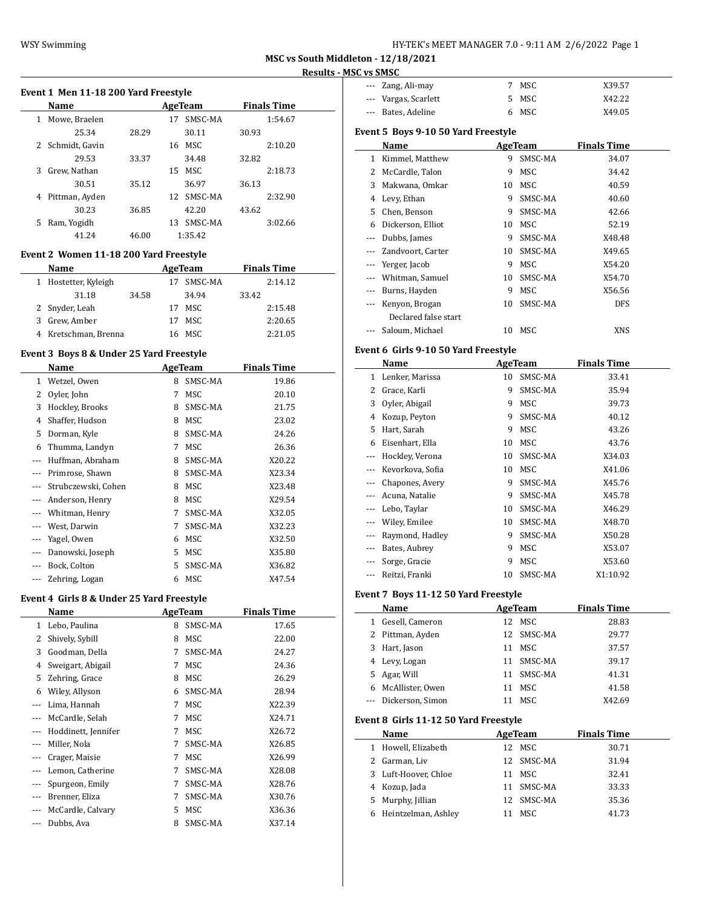**MSC vs South Middleton - 12/18/2021**

**Results - MSC vs SMSC**

### Event 1 Men 11-18 200 Yard Freestyle

| | Name | Age | Team | Finals Time |
|---|---|---|---|---|
| 1 | Mowe, Braelen | 17 | SMSC-MA | 1:54.67 |
| | 25.34 28.29 30.11 30.93 | | | |
| 2 | Schmidt, Gavin | 16 | MSC | 2:10.20 |
| | 29.53 33.37 34.48 32.82 | | | |
| 3 | Grew, Nathan | 15 | MSC | 2:18.73 |
| | 30.51 35.12 36.97 36.13 | | | |
| 4 | Pittman, Ayden | 12 | SMSC-MA | 2:32.90 |
| | 30.23 36.85 42.20 43.62 | | | |
| 5 | Ram, Yogidh | 13 | SMSC-MA | 3:02.66 |
| | 41.24 46.00 1:35.42 | | | |

### Event 2 Women 11-18 200 Yard Freestyle

| | Name | Age | Team | Finals Time |
|---|---|---|---|---|
| 1 | Hostetter, Kyleigh | 17 | SMSC-MA | 2:14.12 |
| | 31.18 34.58 34.94 33.42 | | | |
| 2 | Snyder, Leah | 17 | MSC | 2:15.48 |
| 3 | Grew, Amber | 17 | MSC | 2:20.65 |
| 4 | Kretschman, Brenna | 16 | MSC | 2:21.05 |

### Event 3 Boys 8 & Under 25 Yard Freestyle

| | Name | Age | Team | Finals Time |
|---|---|---|---|---|
| 1 | Wetzel, Owen | 8 | SMSC-MA | 19.86 |
| 2 | Oyler, John | 7 | MSC | 20.10 |
| 3 | Hockley, Brooks | 8 | SMSC-MA | 21.75 |
| 4 | Shaffer, Hudson | 8 | MSC | 23.02 |
| 5 | Dorman, Kyle | 8 | SMSC-MA | 24.26 |
| 6 | Thumma, Landyn | 7 | MSC | 26.36 |
| --- | Huffman, Abraham | 8 | SMSC-MA | X20.22 |
| --- | Primrose, Shawn | 8 | SMSC-MA | X23.34 |
| --- | Strubczewski, Cohen | 8 | MSC | X23.48 |
| --- | Anderson, Henry | 8 | MSC | X29.54 |
| --- | Whitman, Henry | 7 | SMSC-MA | X32.05 |
| --- | West, Darwin | 7 | SMSC-MA | X32.23 |
| --- | Yagel, Owen | 6 | MSC | X32.50 |
| --- | Danowski, Joseph | 5 | MSC | X35.80 |
| --- | Bock, Colton | 5 | SMSC-MA | X36.82 |
| --- | Zehring, Logan | 6 | MSC | X47.54 |

### Event 4 Girls 8 & Under 25 Yard Freestyle

| | Name | Age | Team | Finals Time |
|---|---|---|---|---|
| 1 | Lebo, Paulina | 8 | SMSC-MA | 17.65 |
| 2 | Shively, Sybill | 8 | MSC | 22.00 |
| 3 | Goodman, Della | 7 | SMSC-MA | 24.27 |
| 4 | Sweigart, Abigail | 7 | MSC | 24.36 |
| 5 | Zehring, Grace | 8 | MSC | 26.29 |
| 6 | Wiley, Allyson | 6 | SMSC-MA | 28.94 |
| --- | Lima, Hannah | 7 | MSC | X22.39 |
| --- | McCardle, Selah | 7 | MSC | X24.71 |
| --- | Hoddinett, Jennifer | 7 | MSC | X26.72 |
| --- | Miller, Nola | 7 | SMSC-MA | X26.85 |
| --- | Crager, Maisie | 7 | MSC | X26.99 |
| --- | Lemon, Catherine | 7 | SMSC-MA | X28.08 |
| --- | Spurgeon, Emily | 7 | SMSC-MA | X28.76 |
| --- | Brenner, Eliza | 7 | SMSC-MA | X30.76 |
| --- | McCardle, Calvary | 5 | MSC | X36.36 |
| --- | Dubbs, Ava | 8 | SMSC-MA | X37.14 |
| --- | Zang, Ali-may | 7 | MSC | X39.57 |
| --- | Vargas, Scarlett | 5 | MSC | X42.22 |
| --- | Bates, Adeline | 6 | MSC | X49.05 |

### Event 5 Boys 9-10 50 Yard Freestyle

| | Name | Age | Team | Finals Time |
|---|---|---|---|---|
| 1 | Kimmel, Matthew | 9 | SMSC-MA | 34.07 |
| 2 | McCardle, Talon | 9 | MSC | 34.42 |
| 3 | Makwana, Omkar | 10 | MSC | 40.59 |
| 4 | Levy, Ethan | 9 | SMSC-MA | 40.60 |
| 5 | Chen, Benson | 9 | SMSC-MA | 42.66 |
| 6 | Dickerson, Elliot | 10 | MSC | 52.19 |
| --- | Dubbs, James | 9 | SMSC-MA | X48.48 |
| --- | Zandvoort, Carter | 10 | SMSC-MA | X49.65 |
| --- | Yerger, Jacob | 9 | MSC | X54.20 |
| --- | Whitman, Samuel | 10 | SMSC-MA | X54.70 |
| --- | Burns, Hayden | 9 | MSC | X56.56 |
| --- | Kenyon, Brogan | 10 | SMSC-MA | DFS |
| | Declared false start | | | |
| --- | Saloum, Michael | 10 | MSC | XNS |

### Event 6 Girls 9-10 50 Yard Freestyle

| | Name | Age | Team | Finals Time |
|---|---|---|---|---|
| 1 | Lenker, Marissa | 10 | SMSC-MA | 33.41 |
| 2 | Grace, Karli | 9 | SMSC-MA | 35.94 |
| 3 | Oyler, Abigail | 9 | MSC | 39.73 |
| 4 | Kozup, Peyton | 9 | SMSC-MA | 40.12 |
| 5 | Hart, Sarah | 9 | MSC | 43.26 |
| 6 | Eisenhart, Ella | 10 | MSC | 43.76 |
| --- | Hockley, Verona | 10 | SMSC-MA | X34.03 |
| --- | Kevorkova, Sofia | 10 | MSC | X41.06 |
| --- | Chapones, Avery | 9 | SMSC-MA | X45.76 |
| --- | Acuna, Natalie | 9 | SMSC-MA | X45.78 |
| --- | Lebo, Taylar | 10 | SMSC-MA | X46.29 |
| --- | Wiley, Emilee | 10 | SMSC-MA | X48.70 |
| --- | Raymond, Hadley | 9 | SMSC-MA | X50.28 |
| --- | Bates, Aubrey | 9 | MSC | X53.07 |
| --- | Sorge, Gracie | 9 | MSC | X53.60 |
| --- | Reitzi, Franki | 10 | SMSC-MA | X1:10.92 |

### Event 7 Boys 11-12 50 Yard Freestyle

| | Name | Age | Team | Finals Time |
|---|---|---|---|---|
| 1 | Gesell, Cameron | 12 | MSC | 28.83 |
| 2 | Pittman, Ayden | 12 | SMSC-MA | 29.77 |
| 3 | Hart, Jason | 11 | MSC | 37.57 |
| 4 | Levy, Logan | 11 | SMSC-MA | 39.17 |
| 5 | Agar, Will | 11 | SMSC-MA | 41.31 |
| 6 | McAllister, Owen | 11 | MSC | 41.58 |
| --- | Dickerson, Simon | 11 | MSC | X42.69 |

### Event 8 Girls 11-12 50 Yard Freestyle

| | Name | Age | Team | Finals Time |
|---|---|---|---|---|
| 1 | Howell, Elizabeth | 12 | MSC | 30.71 |
| 2 | Garman, Liv | 12 | SMSC-MA | 31.94 |
| 3 | Luft-Hoover, Chloe | 11 | MSC | 32.41 |
| 4 | Kozup, Jada | 11 | SMSC-MA | 33.33 |
| 5 | Murphy, Jillian | 12 | SMSC-MA | 35.36 |
| 6 | Heintzelman, Ashley | 11 | MSC | 41.73 |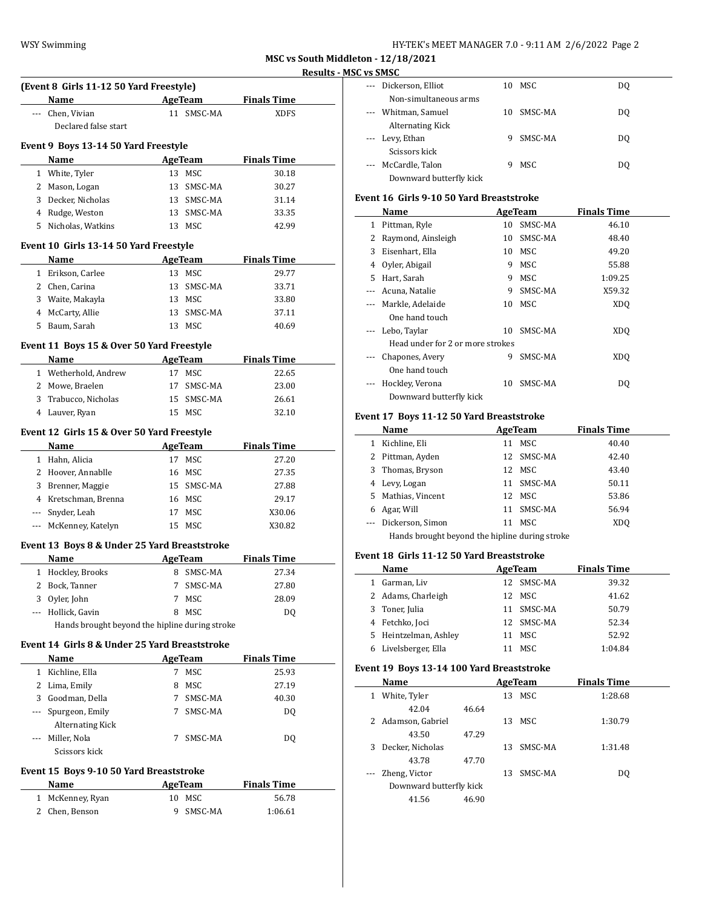**MSC vs South Middleton - 12/18/2021**

**Results - MSC vs SMSC**

### (Event 8 Girls 11-12 50 Yard Freestyle)

| | Name | Age | Team | Finals Time |
|---|---|---|---|---|
| --- | Chen, Vivian | 11 | SMSC-MA | XDFS |
| | Declared false start | | | |

### Event 9 Boys 13-14 50 Yard Freestyle

| | Name | Age | Team | Finals Time |
|---|---|---|---|---|
| 1 | White, Tyler | 13 | MSC | 30.18 |
| 2 | Mason, Logan | 13 | SMSC-MA | 30.27 |
| 3 | Decker, Nicholas | 13 | SMSC-MA | 31.14 |
| 4 | Rudge, Weston | 13 | SMSC-MA | 33.35 |
| 5 | Nicholas, Watkins | 13 | MSC | 42.99 |

### Event 10 Girls 13-14 50 Yard Freestyle

| | Name | Age | Team | Finals Time |
|---|---|---|---|---|
| 1 | Erikson, Carlee | 13 | MSC | 29.77 |
| 2 | Chen, Carina | 13 | SMSC-MA | 33.71 |
| 3 | Waite, Makayla | 13 | MSC | 33.80 |
| 4 | McCarty, Allie | 13 | SMSC-MA | 37.11 |
| 5 | Baum, Sarah | 13 | MSC | 40.69 |

### Event 11 Boys 15 & Over 50 Yard Freestyle

| | Name | Age | Team | Finals Time |
|---|---|---|---|---|
| 1 | Wetherhold, Andrew | 17 | MSC | 22.65 |
| 2 | Mowe, Braelen | 17 | SMSC-MA | 23.00 |
| 3 | Trabucco, Nicholas | 15 | SMSC-MA | 26.61 |
| 4 | Lauver, Ryan | 15 | MSC | 32.10 |

### Event 12 Girls 15 & Over 50 Yard Freestyle

| | Name | Age | Team | Finals Time |
|---|---|---|---|---|
| 1 | Hahn, Alicia | 17 | MSC | 27.20 |
| 2 | Hoover, Annablle | 16 | MSC | 27.35 |
| 3 | Brenner, Maggie | 15 | SMSC-MA | 27.88 |
| 4 | Kretschman, Brenna | 16 | MSC | 29.17 |
| --- | Snyder, Leah | 17 | MSC | X30.06 |
| --- | McKenney, Katelyn | 15 | MSC | X30.82 |

### Event 13 Boys 8 & Under 25 Yard Breaststroke

| | Name | Age | Team | Finals Time |
|---|---|---|---|---|
| 1 | Hockley, Brooks | 8 | SMSC-MA | 27.34 |
| 2 | Bock, Tanner | 7 | SMSC-MA | 27.80 |
| 3 | Oyler, John | 7 | MSC | 28.09 |
| --- | Hollick, Gavin | 8 | MSC | DQ |
| | Hands brought beyond the hipline during stroke | | | |

### Event 14 Girls 8 & Under 25 Yard Breaststroke

| | Name | Age | Team | Finals Time |
|---|---|---|---|---|
| 1 | Kichline, Ella | 7 | MSC | 25.93 |
| 2 | Lima, Emily | 8 | MSC | 27.19 |
| 3 | Goodman, Della | 7 | SMSC-MA | 40.30 |
| --- | Spurgeon, Emily | 7 | SMSC-MA | DQ |
| | Alternating Kick | | | |
| --- | Miller, Nola | 7 | SMSC-MA | DQ |
| | Scissors kick | | | |

### Event 15 Boys 9-10 50 Yard Breaststroke

| | Name | Age | Team | Finals Time |
|---|---|---|---|---|
| 1 | McKenney, Ryan | 10 | MSC | 56.78 |
| 2 | Chen, Benson | 9 | SMSC-MA | 1:06.61 |
| --- | Dickerson, Elliot | 10 | MSC | DQ |
| | Non-simultaneous arms | | | |
| --- | Whitman, Samuel | 10 | SMSC-MA | DQ |
| | Alternating Kick | | | |
| --- | Levy, Ethan | 9 | SMSC-MA | DQ |
| | Scissors kick | | | |
| --- | McCardle, Talon | 9 | MSC | DQ |
| | Downward butterfly kick | | | |

### Event 16 Girls 9-10 50 Yard Breaststroke

| | Name | Age | Team | Finals Time |
|---|---|---|---|---|
| 1 | Pittman, Ryle | 10 | SMSC-MA | 46.10 |
| 2 | Raymond, Ainsleigh | 10 | SMSC-MA | 48.40 |
| 3 | Eisenhart, Ella | 10 | MSC | 49.20 |
| 4 | Oyler, Abigail | 9 | MSC | 55.88 |
| 5 | Hart, Sarah | 9 | MSC | 1:09.25 |
| --- | Acuna, Natalie | 9 | SMSC-MA | X59.32 |
| --- | Markle, Adelaide | 10 | MSC | XDQ |
| | One hand touch | | | |
| --- | Lebo, Taylar | 10 | SMSC-MA | XDQ |
| | Head under for 2 or more strokes | | | |
| --- | Chapones, Avery | 9 | SMSC-MA | XDQ |
| | One hand touch | | | |
| --- | Hockley, Verona | 10 | SMSC-MA | DQ |
| | Downward butterfly kick | | | |

### Event 17 Boys 11-12 50 Yard Breaststroke

| | Name | Age | Team | Finals Time |
|---|---|---|---|---|
| 1 | Kichline, Eli | 11 | MSC | 40.40 |
| 2 | Pittman, Ayden | 12 | SMSC-MA | 42.40 |
| 3 | Thomas, Bryson | 12 | MSC | 43.40 |
| 4 | Levy, Logan | 11 | SMSC-MA | 50.11 |
| 5 | Mathias, Vincent | 12 | MSC | 53.86 |
| 6 | Agar, Will | 11 | SMSC-MA | 56.94 |
| --- | Dickerson, Simon | 11 | MSC | XDQ |
| | Hands brought beyond the hipline during stroke | | | |

### Event 18 Girls 11-12 50 Yard Breaststroke

| | Name | Age | Team | Finals Time |
|---|---|---|---|---|
| 1 | Garman, Liv | 12 | SMSC-MA | 39.32 |
| 2 | Adams, Charleigh | 12 | MSC | 41.62 |
| 3 | Toner, Julia | 11 | SMSC-MA | 50.79 |
| 4 | Fetchko, Joci | 12 | SMSC-MA | 52.34 |
| 5 | Heintzelman, Ashley | 11 | MSC | 52.92 |
| 6 | Livelsberger, Ella | 11 | MSC | 1:04.84 |

### Event 19 Boys 13-14 100 Yard Breaststroke

| | Name | Age | Team | Finals Time |
|---|---|---|---|---|
| 1 | White, Tyler | 13 | MSC | 1:28.68 |
| | 42.04 46.64 | | | |
| 2 | Adamson, Gabriel | 13 | MSC | 1:30.79 |
| | 43.50 47.29 | | | |
| 3 | Decker, Nicholas | 13 | SMSC-MA | 1:31.48 |
| | 43.78 47.70 | | | |
| --- | Zheng, Victor | 13 | SMSC-MA | DQ |
| | Downward butterfly kick | | | |
| | 41.56 46.90 | | | |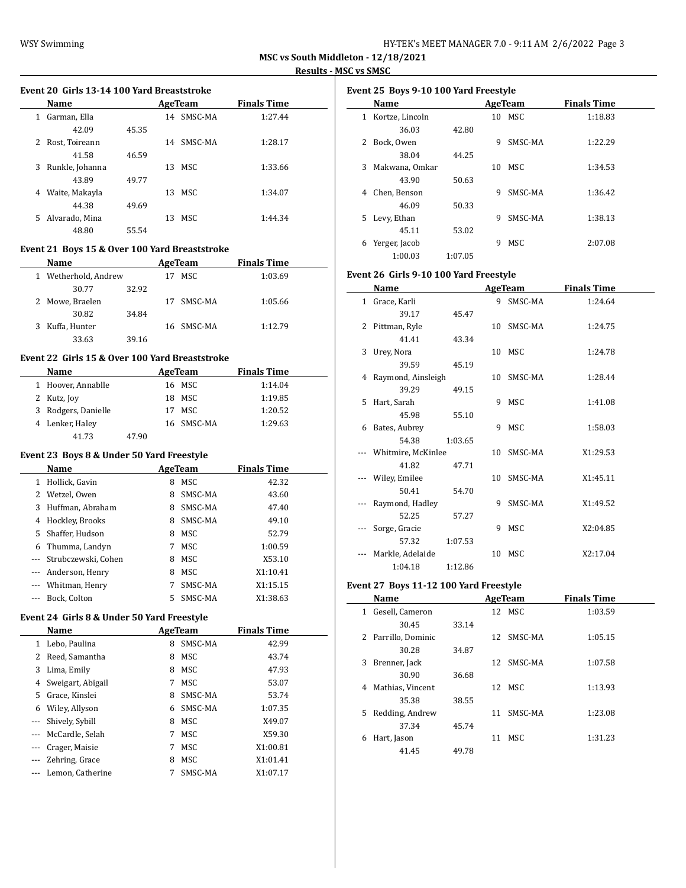## MSC vs South Middleton - 12/18/2021

### Results - MSC vs SMSC

#### Event 20 Girls 13-14 100 Yard Breaststroke

| | Name | Age | Team | Finals Time |
|---|---|---|---|---|
| 1 | Garman, Ella | 14 | SMSC-MA | 1:27.44 |
| | 42.09 45.35 | | | |
| 2 | Rost, Toireann | 14 | SMSC-MA | 1:28.17 |
| | 41.58 46.59 | | | |
| 3 | Runkle, Johanna | 13 | MSC | 1:33.66 |
| | 43.89 49.77 | | | |
| 4 | Waite, Makayla | 13 | MSC | 1:34.07 |
| | 44.38 49.69 | | | |
| 5 | Alvarado, Mina | 13 | MSC | 1:44.34 |
| | 48.80 55.54 | | | |

#### Event 21 Boys 15 & Over 100 Yard Breaststroke

| | Name | Age | Team | Finals Time |
|---|---|---|---|---|
| 1 | Wetherhold, Andrew | 17 | MSC | 1:03.69 |
| | 30.77 32.92 | | | |
| 2 | Mowe, Braelen | 17 | SMSC-MA | 1:05.66 |
| | 30.82 34.84 | | | |
| 3 | Kuffa, Hunter | 16 | SMSC-MA | 1:12.79 |
| | 33.63 39.16 | | | |

#### Event 22 Girls 15 & Over 100 Yard Breaststroke

| | Name | Age | Team | Finals Time |
|---|---|---|---|---|
| 1 | Hoover, Annablle | 16 | MSC | 1:14.04 |
| 2 | Kutz, Joy | 18 | MSC | 1:19.85 |
| 3 | Rodgers, Danielle | 17 | MSC | 1:20.52 |
| 4 | Lenker, Haley | 16 | SMSC-MA | 1:29.63 |
| | 41.73 47.90 | | | |

#### Event 23 Boys 8 & Under 50 Yard Freestyle

| | Name | Age | Team | Finals Time |
|---|---|---|---|---|
| 1 | Hollick, Gavin | 8 | MSC | 42.32 |
| 2 | Wetzel, Owen | 8 | SMSC-MA | 43.60 |
| 3 | Huffman, Abraham | 8 | SMSC-MA | 47.40 |
| 4 | Hockley, Brooks | 8 | SMSC-MA | 49.10 |
| 5 | Shaffer, Hudson | 8 | MSC | 52.79 |
| 6 | Thumma, Landyn | 7 | MSC | 1:00.59 |
| --- | Strubczewski, Cohen | 8 | MSC | X53.10 |
| --- | Anderson, Henry | 8 | MSC | X1:10.41 |
| --- | Whitman, Henry | 7 | SMSC-MA | X1:15.15 |
| --- | Bock, Colton | 5 | SMSC-MA | X1:38.63 |

#### Event 24 Girls 8 & Under 50 Yard Freestyle

| | Name | Age | Team | Finals Time |
|---|---|---|---|---|
| 1 | Lebo, Paulina | 8 | SMSC-MA | 42.99 |
| 2 | Reed, Samantha | 8 | MSC | 43.74 |
| 3 | Lima, Emily | 8 | MSC | 47.93 |
| 4 | Sweigart, Abigail | 7 | MSC | 53.07 |
| 5 | Grace, Kinslei | 8 | SMSC-MA | 53.74 |
| 6 | Wiley, Allyson | 6 | SMSC-MA | 1:07.35 |
| --- | Shively, Sybill | 8 | MSC | X49.07 |
| --- | McCardle, Selah | 7 | MSC | X59.30 |
| --- | Crager, Maisie | 7 | MSC | X1:00.81 |
| --- | Zehring, Grace | 8 | MSC | X1:01.41 |
| --- | Lemon, Catherine | 7 | SMSC-MA | X1:07.17 |

#### Event 25 Boys 9-10 100 Yard Freestyle

| | Name | Age | Team | Finals Time |
|---|---|---|---|---|
| 1 | Kortze, Lincoln | 10 | MSC | 1:18.83 |
| | 36.03 42.80 | | | |
| 2 | Bock, Owen | 9 | SMSC-MA | 1:22.29 |
| | 38.04 44.25 | | | |
| 3 | Makwana, Omkar | 10 | MSC | 1:34.53 |
| | 43.90 50.63 | | | |
| 4 | Chen, Benson | 9 | SMSC-MA | 1:36.42 |
| | 46.09 50.33 | | | |
| 5 | Levy, Ethan | 9 | SMSC-MA | 1:38.13 |
| | 45.11 53.02 | | | |
| 6 | Yerger, Jacob | 9 | MSC | 2:07.08 |
| | 1:00.03 1:07.05 | | | |

#### Event 26 Girls 9-10 100 Yard Freestyle

| | Name | Age | Team | Finals Time |
|---|---|---|---|---|
| 1 | Grace, Karli | 9 | SMSC-MA | 1:24.64 |
| | 39.17 45.47 | | | |
| 2 | Pittman, Ryle | 10 | SMSC-MA | 1:24.75 |
| | 41.41 43.34 | | | |
| 3 | Urey, Nora | 10 | MSC | 1:24.78 |
| | 39.59 45.19 | | | |
| 4 | Raymond, Ainsleigh | 10 | SMSC-MA | 1:28.44 |
| | 39.29 49.15 | | | |
| 5 | Hart, Sarah | 9 | MSC | 1:41.08 |
| | 45.98 55.10 | | | |
| 6 | Bates, Aubrey | 9 | MSC | 1:58.03 |
| | 54.38 1:03.65 | | | |
| --- | Whitmire, McKinlee | 10 | SMSC-MA | X1:29.53 |
| | 41.82 47.71 | | | |
| --- | Wiley, Emilee | 10 | SMSC-MA | X1:45.11 |
| | 50.41 54.70 | | | |
| --- | Raymond, Hadley | 9 | SMSC-MA | X1:49.52 |
| | 52.25 57.27 | | | |
| --- | Sorge, Gracie | 9 | MSC | X2:04.85 |
| | 57.32 1:07.53 | | | |
| --- | Markle, Adelaide | 10 | MSC | X2:17.04 |
| | 1:04.18 1:12.86 | | | |

#### Event 27 Boys 11-12 100 Yard Freestyle

| | Name | Age | Team | Finals Time |
|---|---|---|---|---|
| 1 | Gesell, Cameron | 12 | MSC | 1:03.59 |
| | 30.45 33.14 | | | |
| 2 | Parrillo, Dominic | 12 | SMSC-MA | 1:05.15 |
| | 30.28 34.87 | | | |
| 3 | Brenner, Jack | 12 | SMSC-MA | 1:07.58 |
| | 30.90 36.68 | | | |
| 4 | Mathias, Vincent | 12 | MSC | 1:13.93 |
| | 35.38 38.55 | | | |
| 5 | Redding, Andrew | 11 | SMSC-MA | 1:23.08 |
| | 37.34 45.74 | | | |
| 6 | Hart, Jason | 11 | MSC | 1:31.23 |
| | 41.45 49.78 | | | |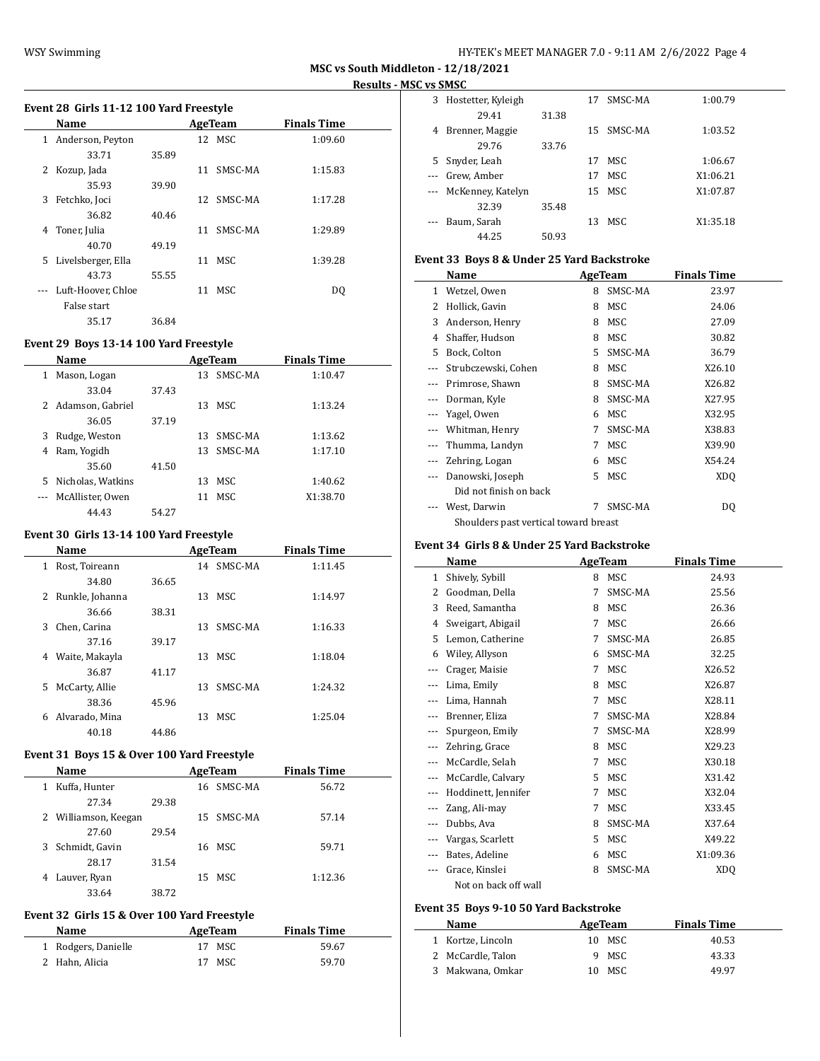**MSC vs South Middleton - 12/18/2021**

**Results - MSC vs SMSC**

### Event 28 Girls 11-12 100 Yard Freestyle

| | Name | Age | Team | Finals Time |
|---|---|---|---|---|
| 1 | Anderson, Peyton | 12 | MSC | 1:09.60 |
| | 33.71 35.89 | | | |
| 2 | Kozup, Jada | 11 | SMSC-MA | 1:15.83 |
| | 35.93 39.90 | | | |
| 3 | Fetchko, Joci | 12 | SMSC-MA | 1:17.28 |
| | 36.82 40.46 | | | |
| 4 | Toner, Julia | 11 | SMSC-MA | 1:29.89 |
| | 40.70 49.19 | | | |
| 5 | Livelsberger, Ella | 11 | MSC | 1:39.28 |
| | 43.73 55.55 | | | |
| --- | Luft-Hoover, Chloe | 11 | MSC | DQ |
| | False start | | | |
| | 35.17 36.84 | | | |

### Event 29 Boys 13-14 100 Yard Freestyle

| | Name | Age | Team | Finals Time |
|---|---|---|---|---|
| 1 | Mason, Logan | 13 | SMSC-MA | 1:10.47 |
| | 33.04 37.43 | | | |
| 2 | Adamson, Gabriel | 13 | MSC | 1:13.24 |
| | 36.05 37.19 | | | |
| 3 | Rudge, Weston | 13 | SMSC-MA | 1:13.62 |
| 4 | Ram, Yogidh | 13 | SMSC-MA | 1:17.10 |
| | 35.60 41.50 | | | |
| 5 | Nicholas, Watkins | 13 | MSC | 1:40.62 |
| --- | McAllister, Owen | 11 | MSC | X1:38.70 |
| | 44.43 54.27 | | | |

### Event 30 Girls 13-14 100 Yard Freestyle

| | Name | Age | Team | Finals Time |
|---|---|---|---|---|
| 1 | Rost, Toireann | 14 | SMSC-MA | 1:11.45 |
| | 34.80 36.65 | | | |
| 2 | Runkle, Johanna | 13 | MSC | 1:14.97 |
| | 36.66 38.31 | | | |
| 3 | Chen, Carina | 13 | SMSC-MA | 1:16.33 |
| | 37.16 39.17 | | | |
| 4 | Waite, Makayla | 13 | MSC | 1:18.04 |
| | 36.87 41.17 | | | |
| 5 | McCarty, Allie | 13 | SMSC-MA | 1:24.32 |
| | 38.36 45.96 | | | |
| 6 | Alvarado, Mina | 13 | MSC | 1:25.04 |
| | 40.18 44.86 | | | |

### Event 31 Boys 15 & Over 100 Yard Freestyle

| | Name | Age | Team | Finals Time |
|---|---|---|---|---|
| 1 | Kuffa, Hunter | 16 | SMSC-MA | 56.72 |
| | 27.34 29.38 | | | |
| 2 | Williamson, Keegan | 15 | SMSC-MA | 57.14 |
| | 27.60 29.54 | | | |
| 3 | Schmidt, Gavin | 16 | MSC | 59.71 |
| | 28.17 31.54 | | | |
| 4 | Lauver, Ryan | 15 | MSC | 1:12.36 |
| | 33.64 38.72 | | | |

### Event 32 Girls 15 & Over 100 Yard Freestyle

| | Name | Age | Team | Finals Time |
|---|---|---|---|---|
| 1 | Rodgers, Danielle | 17 | MSC | 59.67 |
| 2 | Hahn, Alicia | 17 | MSC | 59.70 |
| 3 | Hostetter, Kyleigh | 17 | SMSC-MA | 1:00.79 |
| | 29.41 31.38 | | | |
| 4 | Brenner, Maggie | 15 | SMSC-MA | 1:03.52 |
| | 29.76 33.76 | | | |
| 5 | Snyder, Leah | 17 | MSC | 1:06.67 |
| --- | Grew, Amber | 17 | MSC | X1:06.21 |
| --- | McKenney, Katelyn | 15 | MSC | X1:07.87 |
| | 32.39 35.48 | | | |
| --- | Baum, Sarah | 13 | MSC | X1:35.18 |
| | 44.25 50.93 | | | |

### Event 33 Boys 8 & Under 25 Yard Backstroke

| | Name | Age | Team | Finals Time |
|---|---|---|---|---|
| 1 | Wetzel, Owen | 8 | SMSC-MA | 23.97 |
| 2 | Hollick, Gavin | 8 | MSC | 24.06 |
| 3 | Anderson, Henry | 8 | MSC | 27.09 |
| 4 | Shaffer, Hudson | 8 | MSC | 30.82 |
| 5 | Bock, Colton | 5 | SMSC-MA | 36.79 |
| --- | Strubczewski, Cohen | 8 | MSC | X26.10 |
| --- | Primrose, Shawn | 8 | SMSC-MA | X26.82 |
| --- | Dorman, Kyle | 8 | SMSC-MA | X27.95 |
| --- | Yagel, Owen | 6 | MSC | X32.95 |
| --- | Whitman, Henry | 7 | SMSC-MA | X38.83 |
| --- | Thumma, Landyn | 7 | MSC | X39.90 |
| --- | Zehring, Logan | 6 | MSC | X54.24 |
| --- | Danowski, Joseph | 5 | MSC | XDQ |
| | Did not finish on back | | | |
| --- | West, Darwin | 7 | SMSC-MA | DQ |
| | Shoulders past vertical toward breast | | | |

### Event 34 Girls 8 & Under 25 Yard Backstroke

| | Name | Age | Team | Finals Time |
|---|---|---|---|---|
| 1 | Shively, Sybill | 8 | MSC | 24.93 |
| 2 | Goodman, Della | 7 | SMSC-MA | 25.56 |
| 3 | Reed, Samantha | 8 | MSC | 26.36 |
| 4 | Sweigart, Abigail | 7 | MSC | 26.66 |
| 5 | Lemon, Catherine | 7 | SMSC-MA | 26.85 |
| 6 | Wiley, Allyson | 6 | SMSC-MA | 32.25 |
| --- | Crager, Maisie | 7 | MSC | X26.52 |
| --- | Lima, Emily | 8 | MSC | X26.87 |
| --- | Lima, Hannah | 7 | MSC | X28.11 |
| --- | Brenner, Eliza | 7 | SMSC-MA | X28.84 |
| --- | Spurgeon, Emily | 7 | SMSC-MA | X28.99 |
| --- | Zehring, Grace | 8 | MSC | X29.23 |
| --- | McCardle, Selah | 7 | MSC | X30.18 |
| --- | McCardle, Calvary | 5 | MSC | X31.42 |
| --- | Hoddinett, Jennifer | 7 | MSC | X32.04 |
| --- | Zang, Ali-may | 7 | MSC | X33.45 |
| --- | Dubbs, Ava | 8 | SMSC-MA | X37.64 |
| --- | Vargas, Scarlett | 5 | MSC | X49.22 |
| --- | Bates, Adeline | 6 | MSC | X1:09.36 |
| --- | Grace, Kinslei | 8 | SMSC-MA | XDQ |
| | Not on back off wall | | | |

### Event 35 Boys 9-10 50 Yard Backstroke

| | Name | Age | Team | Finals Time |
|---|---|---|---|---|
| 1 | Kortze, Lincoln | 10 | MSC | 40.53 |
| 2 | McCardle, Talon | 9 | MSC | 43.33 |
| 3 | Makwana, Omkar | 10 | MSC | 49.97 |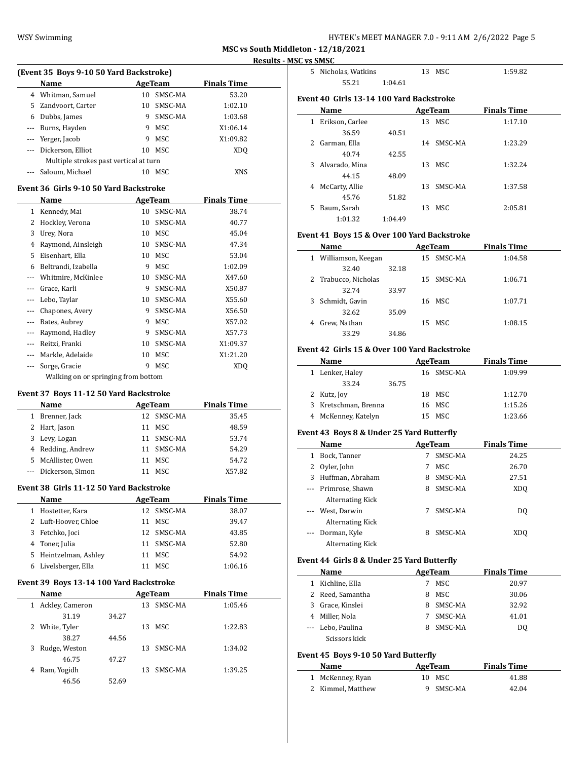## MSC vs South Middleton - 12/18/2021

### Results - MSC vs SMSC

#### (Event 35 Boys 9-10 50 Yard Backstroke)

| | Name | Age | Team | Finals Time |
|---|---|---|---|---|
| 4 | Whitman, Samuel | 10 | SMSC-MA | 53.20 |
| 5 | Zandvoort, Carter | 10 | SMSC-MA | 1:02.10 |
| 6 | Dubbs, James | 9 | SMSC-MA | 1:03.68 |
| --- | Burns, Hayden | 9 | MSC | X1:06.14 |
| --- | Yerger, Jacob | 9 | MSC | X1:09.82 |
| --- | Dickerson, Elliot | 10 | MSC | XDQ |
| | Multiple strokes past vertical at turn | | | |
| --- | Saloum, Michael | 10 | MSC | XNS |

#### Event 36 Girls 9-10 50 Yard Backstroke

| | Name | Age | Team | Finals Time |
|---|---|---|---|---|
| 1 | Kennedy, Mai | 10 | SMSC-MA | 38.74 |
| 2 | Hockley, Verona | 10 | SMSC-MA | 40.77 |
| 3 | Urey, Nora | 10 | MSC | 45.04 |
| 4 | Raymond, Ainsleigh | 10 | SMSC-MA | 47.34 |
| 5 | Eisenhart, Ella | 10 | MSC | 53.04 |
| 6 | Beltrandi, Izabella | 9 | MSC | 1:02.09 |
| --- | Whitmire, McKinlee | 10 | SMSC-MA | X47.60 |
| --- | Grace, Karli | 9 | SMSC-MA | X50.87 |
| --- | Lebo, Taylar | 10 | SMSC-MA | X55.60 |
| --- | Chapones, Avery | 9 | SMSC-MA | X56.50 |
| --- | Bates, Aubrey | 9 | MSC | X57.02 |
| --- | Raymond, Hadley | 9 | SMSC-MA | X57.73 |
| --- | Reitzi, Franki | 10 | SMSC-MA | X1:09.37 |
| --- | Markle, Adelaide | 10 | MSC | X1:21.20 |
| --- | Sorge, Gracie | 9 | MSC | XDQ |
| | Walking on or springing from bottom | | | |

#### Event 37 Boys 11-12 50 Yard Backstroke

| | Name | Age | Team | Finals Time |
|---|---|---|---|---|
| 1 | Brenner, Jack | 12 | SMSC-MA | 35.45 |
| 2 | Hart, Jason | 11 | MSC | 48.59 |
| 3 | Levy, Logan | 11 | SMSC-MA | 53.74 |
| 4 | Redding, Andrew | 11 | SMSC-MA | 54.29 |
| 5 | McAllister, Owen | 11 | MSC | 54.72 |
| --- | Dickerson, Simon | 11 | MSC | X57.82 |

#### Event 38 Girls 11-12 50 Yard Backstroke

| | Name | Age | Team | Finals Time |
|---|---|---|---|---|
| 1 | Hostetter, Kara | 12 | SMSC-MA | 38.07 |
| 2 | Luft-Hoover, Chloe | 11 | MSC | 39.47 |
| 3 | Fetchko, Joci | 12 | SMSC-MA | 43.85 |
| 4 | Toner, Julia | 11 | SMSC-MA | 52.80 |
| 5 | Heintzelman, Ashley | 11 | MSC | 54.92 |
| 6 | Livelsberger, Ella | 11 | MSC | 1:06.16 |

#### Event 39 Boys 13-14 100 Yard Backstroke

| | Name | Age | Team | Finals Time |
|---|---|---|---|---|
| 1 | Ackley, Cameron | 13 | SMSC-MA | 1:05.46 |
| | 31.19 34.27 | | | |
| 2 | White, Tyler | 13 | MSC | 1:22.83 |
| | 38.27 44.56 | | | |
| 3 | Rudge, Weston | 13 | SMSC-MA | 1:34.02 |
| | 46.75 47.27 | | | |
| 4 | Ram, Yogidh | 13 | SMSC-MA | 1:39.25 |
| | 46.56 52.69 | | | |
| 5 | Nicholas, Watkins | 13 | MSC | 1:59.82 |
| | 55.21 1:04.61 | | | |

#### Event 40 Girls 13-14 100 Yard Backstroke

| | Name | Age | Team | Finals Time |
|---|---|---|---|---|
| 1 | Erikson, Carlee | 13 | MSC | 1:17.10 |
| | 36.59 40.51 | | | |
| 2 | Garman, Ella | 14 | SMSC-MA | 1:23.29 |
| | 40.74 42.55 | | | |
| 3 | Alvarado, Mina | 13 | MSC | 1:32.24 |
| | 44.15 48.09 | | | |
| 4 | McCarty, Allie | 13 | SMSC-MA | 1:37.58 |
| | 45.76 51.82 | | | |
| 5 | Baum, Sarah | 13 | MSC | 2:05.81 |
| | 1:01.32 1:04.49 | | | |

#### Event 41 Boys 15 & Over 100 Yard Backstroke

| | Name | Age | Team | Finals Time |
|---|---|---|---|---|
| 1 | Williamson, Keegan | 15 | SMSC-MA | 1:04.58 |
| | 32.40 32.18 | | | |
| 2 | Trabucco, Nicholas | 15 | SMSC-MA | 1:06.71 |
| | 32.74 33.97 | | | |
| 3 | Schmidt, Gavin | 16 | MSC | 1:07.71 |
| | 32.62 35.09 | | | |
| 4 | Grew, Nathan | 15 | MSC | 1:08.15 |
| | 33.29 34.86 | | | |

#### Event 42 Girls 15 & Over 100 Yard Backstroke

| | Name | Age | Team | Finals Time |
|---|---|---|---|---|
| 1 | Lenker, Haley | 16 | SMSC-MA | 1:09.99 |
| | 33.24 36.75 | | | |
| 2 | Kutz, Joy | 18 | MSC | 1:12.70 |
| 3 | Kretschman, Brenna | 16 | MSC | 1:15.26 |
| 4 | McKenney, Katelyn | 15 | MSC | 1:23.66 |

#### Event 43 Boys 8 & Under 25 Yard Butterfly

| | Name | Age | Team | Finals Time |
|---|---|---|---|---|
| 1 | Bock, Tanner | 7 | SMSC-MA | 24.25 |
| 2 | Oyler, John | 7 | MSC | 26.70 |
| 3 | Huffman, Abraham | 8 | SMSC-MA | 27.51 |
| --- | Primrose, Shawn | 8 | SMSC-MA | XDQ |
| | Alternating Kick | | | |
| --- | West, Darwin | 7 | SMSC-MA | DQ |
| | Alternating Kick | | | |
| --- | Dorman, Kyle | 8 | SMSC-MA | XDQ |
| | Alternating Kick | | | |

#### Event 44 Girls 8 & Under 25 Yard Butterfly

| | Name | Age | Team | Finals Time |
|---|---|---|---|---|
| 1 | Kichline, Ella | 7 | MSC | 20.97 |
| 2 | Reed, Samantha | 8 | MSC | 30.06 |
| 3 | Grace, Kinslei | 8 | SMSC-MA | 32.92 |
| 4 | Miller, Nola | 7 | SMSC-MA | 41.01 |
| --- | Lebo, Paulina | 8 | SMSC-MA | DQ |
| | Scissors kick | | | |

#### Event 45 Boys 9-10 50 Yard Butterfly

| | Name | Age | Team | Finals Time |
|---|---|---|---|---|
| 1 | McKenney, Ryan | 10 | MSC | 41.88 |
| 2 | Kimmel, Matthew | 9 | SMSC-MA | 42.04 |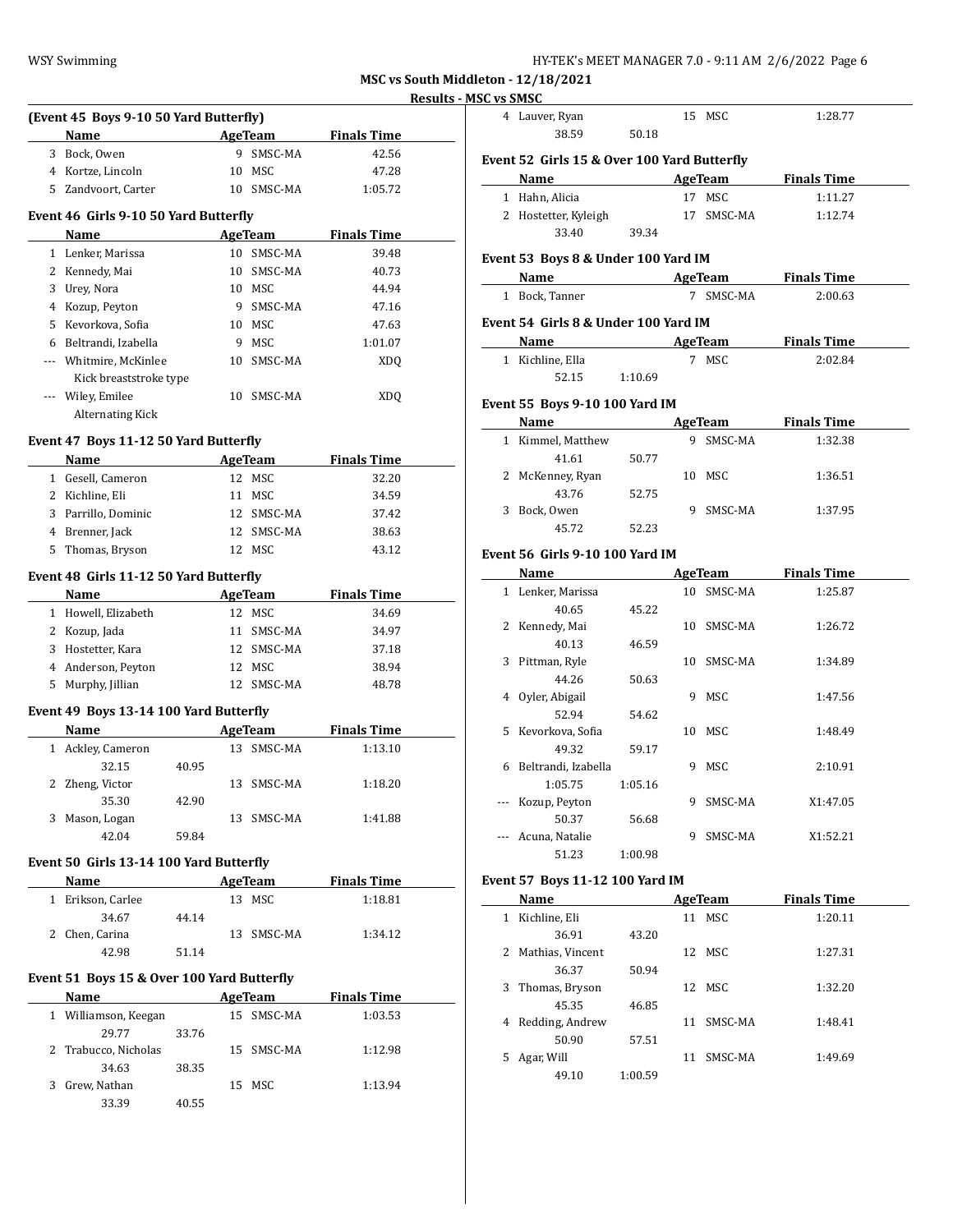## MSC vs South Middleton - 12/18/2021

### Results - MSC vs SMSC

#### (Event 45 Boys 9-10 50 Yard Butterfly)

| | Name | Age | Team | Finals Time |
|---|---|---|---|---|
| 3 | Bock, Owen | 9 | SMSC-MA | 42.56 |
| 4 | Kortze, Lincoln | 10 | MSC | 47.28 |
| 5 | Zandvoort, Carter | 10 | SMSC-MA | 1:05.72 |

#### Event 46 Girls 9-10 50 Yard Butterfly

| | Name | Age | Team | Finals Time |
|---|---|---|---|---|
| 1 | Lenker, Marissa | 10 | SMSC-MA | 39.48 |
| 2 | Kennedy, Mai | 10 | SMSC-MA | 40.73 |
| 3 | Urey, Nora | 10 | MSC | 44.94 |
| 4 | Kozup, Peyton | 9 | SMSC-MA | 47.16 |
| 5 | Kevorkova, Sofia | 10 | MSC | 47.63 |
| 6 | Beltrandi, Izabella | 9 | MSC | 1:01.07 |
| --- | Whitmire, McKinlee | 10 | SMSC-MA | XDQ |
| | Kick breaststroke type | | | |
| --- | Wiley, Emilee | 10 | SMSC-MA | XDQ |
| | Alternating Kick | | | |

#### Event 47 Boys 11-12 50 Yard Butterfly

| | Name | Age | Team | Finals Time |
|---|---|---|---|---|
| 1 | Gesell, Cameron | 12 | MSC | 32.20 |
| 2 | Kichline, Eli | 11 | MSC | 34.59 |
| 3 | Parrillo, Dominic | 12 | SMSC-MA | 37.42 |
| 4 | Brenner, Jack | 12 | SMSC-MA | 38.63 |
| 5 | Thomas, Bryson | 12 | MSC | 43.12 |

#### Event 48 Girls 11-12 50 Yard Butterfly

| | Name | Age | Team | Finals Time |
|---|---|---|---|---|
| 1 | Howell, Elizabeth | 12 | MSC | 34.69 |
| 2 | Kozup, Jada | 11 | SMSC-MA | 34.97 |
| 3 | Hostetter, Kara | 12 | SMSC-MA | 37.18 |
| 4 | Anderson, Peyton | 12 | MSC | 38.94 |
| 5 | Murphy, Jillian | 12 | SMSC-MA | 48.78 |

#### Event 49 Boys 13-14 100 Yard Butterfly

| | Name | Age | Team | Finals Time |
|---|---|---|---|---|
| 1 | Ackley, Cameron | 13 | SMSC-MA | 1:13.10 |
| | 32.15 | 40.95 | | |
| 2 | Zheng, Victor | 13 | SMSC-MA | 1:18.20 |
| | 35.30 | 42.90 | | |
| 3 | Mason, Logan | 13 | SMSC-MA | 1:41.88 |
| | 42.04 | 59.84 | | |

#### Event 50 Girls 13-14 100 Yard Butterfly

| | Name | Age | Team | Finals Time |
|---|---|---|---|---|
| 1 | Erikson, Carlee | 13 | MSC | 1:18.81 |
| | 34.67 | 44.14 | | |
| 2 | Chen, Carina | 13 | SMSC-MA | 1:34.12 |
| | 42.98 | 51.14 | | |

#### Event 51 Boys 15 & Over 100 Yard Butterfly

| | Name | Age | Team | Finals Time |
|---|---|---|---|---|
| 1 | Williamson, Keegan | 15 | SMSC-MA | 1:03.53 |
| | 29.77 | 33.76 | | |
| 2 | Trabucco, Nicholas | 15 | SMSC-MA | 1:12.98 |
| | 34.63 | 38.35 | | |
| 3 | Grew, Nathan | 15 | MSC | 1:13.94 |
| | 33.39 | 40.55 | | |
| 4 | Lauver, Ryan | 15 | MSC | 1:28.77 |
| | 38.59 | 50.18 | | |

#### Event 52 Girls 15 & Over 100 Yard Butterfly

| | Name | Age | Team | Finals Time |
|---|---|---|---|---|
| 1 | Hahn, Alicia | 17 | MSC | 1:11.27 |
| 2 | Hostetter, Kyleigh | 17 | SMSC-MA | 1:12.74 |
| | 33.40 | 39.34 | | |

#### Event 53 Boys 8 & Under 100 Yard IM

| | Name | Age | Team | Finals Time |
|---|---|---|---|---|
| 1 | Bock, Tanner | 7 | SMSC-MA | 2:00.63 |

#### Event 54 Girls 8 & Under 100 Yard IM

| | Name | Age | Team | Finals Time |
|---|---|---|---|---|
| 1 | Kichline, Ella | 7 | MSC | 2:02.84 |
| | 52.15 | 1:10.69 | | |

#### Event 55 Boys 9-10 100 Yard IM

| | Name | Age | Team | Finals Time |
|---|---|---|---|---|
| 1 | Kimmel, Matthew | 9 | SMSC-MA | 1:32.38 |
| | 41.61 | 50.77 | | |
| 2 | McKenney, Ryan | 10 | MSC | 1:36.51 |
| | 43.76 | 52.75 | | |
| 3 | Bock, Owen | 9 | SMSC-MA | 1:37.95 |
| | 45.72 | 52.23 | | |

#### Event 56 Girls 9-10 100 Yard IM

| | Name | Age | Team | Finals Time |
|---|---|---|---|---|
| 1 | Lenker, Marissa | 10 | SMSC-MA | 1:25.87 |
| | 40.65 | 45.22 | | |
| 2 | Kennedy, Mai | 10 | SMSC-MA | 1:26.72 |
| | 40.13 | 46.59 | | |
| 3 | Pittman, Ryle | 10 | SMSC-MA | 1:34.89 |
| | 44.26 | 50.63 | | |
| 4 | Oyler, Abigail | 9 | MSC | 1:47.56 |
| | 52.94 | 54.62 | | |
| 5 | Kevorkova, Sofia | 10 | MSC | 1:48.49 |
| | 49.32 | 59.17 | | |
| 6 | Beltrandi, Izabella | 9 | MSC | 2:10.91 |
| | 1:05.75 | 1:05.16 | | |
| --- | Kozup, Peyton | 9 | SMSC-MA | X1:47.05 |
| | 50.37 | 56.68 | | |
| --- | Acuna, Natalie | 9 | SMSC-MA | X1:52.21 |
| | 51.23 | 1:00.98 | | |

#### Event 57 Boys 11-12 100 Yard IM

| | Name | Age | Team | Finals Time |
|---|---|---|---|---|
| 1 | Kichline, Eli | 11 | MSC | 1:20.11 |
| | 36.91 | 43.20 | | |
| 2 | Mathias, Vincent | 12 | MSC | 1:27.31 |
| | 36.37 | 50.94 | | |
| 3 | Thomas, Bryson | 12 | MSC | 1:32.20 |
| | 45.35 | 46.85 | | |
| 4 | Redding, Andrew | 11 | SMSC-MA | 1:48.41 |
| | 50.90 | 57.51 | | |
| 5 | Agar, Will | 11 | SMSC-MA | 1:49.69 |
| | 49.10 | 1:00.59 | | |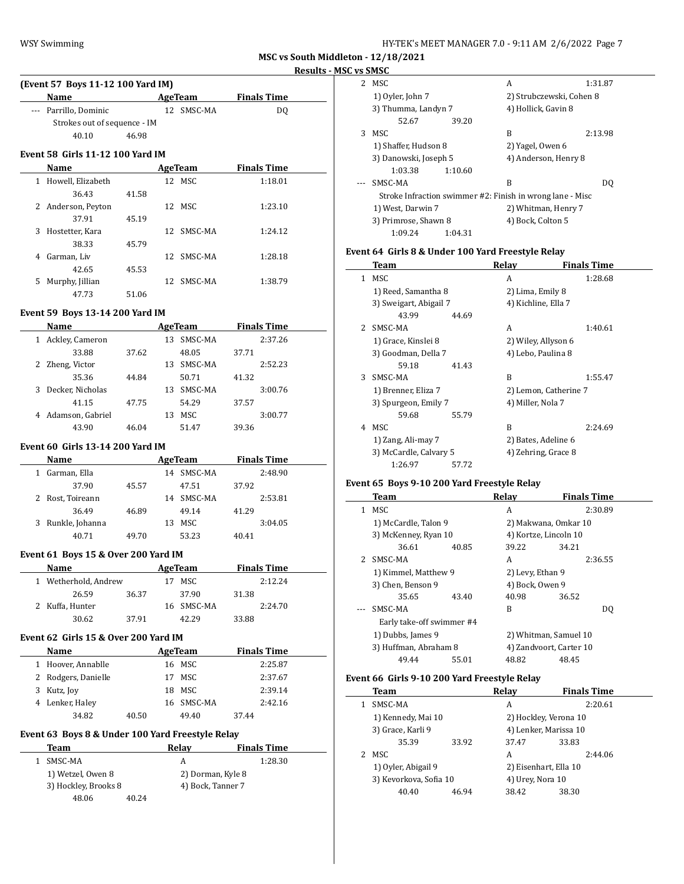## MSC vs South Middleton - 12/18/2021

### Results - MSC vs SMSC

#### (Event 57 Boys 11-12 100 Yard IM)

| | Name | Age | Team | Finals Time |
|---|---|---|---|---|
| --- | Parrillo, Dominic | 12 | SMSC-MA | DQ |
| | Strokes out of sequence - IM | | | |
| | 40.10 46.98 | | | |

#### Event 58 Girls 11-12 100 Yard IM

| | Name | Age | Team | Finals Time |
|---|---|---|---|---|
| 1 | Howell, Elizabeth | 12 | MSC | 1:18.01 |
| | 36.43 41.58 | | | |
| 2 | Anderson, Peyton | 12 | MSC | 1:23.10 |
| | 37.91 45.19 | | | |
| 3 | Hostetter, Kara | 12 | SMSC-MA | 1:24.12 |
| | 38.33 45.79 | | | |
| 4 | Garman, Liv | 12 | SMSC-MA | 1:28.18 |
| | 42.65 45.53 | | | |
| 5 | Murphy, Jillian | 12 | SMSC-MA | 1:38.79 |
| | 47.73 51.06 | | | |

#### Event 59 Boys 13-14 200 Yard IM

| | Name | Age | Team | Finals Time |
|---|---|---|---|---|
| 1 | Ackley, Cameron | 13 | SMSC-MA | 2:37.26 |
| | 33.88 37.62 48.05 37.71 | | | |
| 2 | Zheng, Victor | 13 | SMSC-MA | 2:52.23 |
| | 35.36 44.84 50.71 41.32 | | | |
| 3 | Decker, Nicholas | 13 | SMSC-MA | 3:00.76 |
| | 41.15 47.75 54.29 37.57 | | | |
| 4 | Adamson, Gabriel | 13 | MSC | 3:00.77 |
| | 43.90 46.04 51.47 39.36 | | | |

#### Event 60 Girls 13-14 200 Yard IM

| | Name | Age | Team | Finals Time |
|---|---|---|---|---|
| 1 | Garman, Ella | 14 | SMSC-MA | 2:48.90 |
| | 37.90 45.57 47.51 37.92 | | | |
| 2 | Rost, Toireann | 14 | SMSC-MA | 2:53.81 |
| | 36.49 46.89 49.14 41.29 | | | |
| 3 | Runkle, Johanna | 13 | MSC | 3:04.05 |
| | 40.71 49.70 53.23 40.41 | | | |

#### Event 61 Boys 15 & Over 200 Yard IM

| | Name | Age | Team | Finals Time |
|---|---|---|---|---|
| 1 | Wetherhold, Andrew | 17 | MSC | 2:12.24 |
| | 26.59 36.37 37.90 31.38 | | | |
| 2 | Kuffa, Hunter | 16 | SMSC-MA | 2:24.70 |
| | 30.62 37.91 42.29 33.88 | | | |

#### Event 62 Girls 15 & Over 200 Yard IM

| | Name | Age | Team | Finals Time |
|---|---|---|---|---|
| 1 | Hoover, Annablle | 16 | MSC | 2:25.87 |
| 2 | Rodgers, Danielle | 17 | MSC | 2:37.67 |
| 3 | Kutz, Joy | 18 | MSC | 2:39.14 |
| 4 | Lenker, Haley | 16 | SMSC-MA | 2:42.16 |
| | 34.82 40.50 49.40 37.44 | | | |

#### Event 63 Boys 8 & Under 100 Yard Freestyle Relay

| | Team | Relay | Finals Time |
|---|---|---|---|
| 1 | SMSC-MA | A | 1:28.30 |
| | 1) Wetzel, Owen 8 | 2) Dorman, Kyle 8 | |
| | 3) Hockley, Brooks 8 | 4) Bock, Tanner 7 | |
| | 48.06 40.24 | | |
| 2 | MSC | A | 1:31.87 |
| | 1) Oyler, John 7 | 2) Strubczewski, Cohen 8 | |
| | 3) Thumma, Landyn 7 | 4) Hollick, Gavin 8 | |
| | 52.67 39.20 | | |
| 3 | MSC | B | 2:13.98 |
| | 1) Shaffer, Hudson 8 | 2) Yagel, Owen 6 | |
| | 3) Danowski, Joseph 5 | 4) Anderson, Henry 8 | |
| | 1:03.38 1:10.60 | | |
| --- | SMSC-MA | B | DQ |
| | Stroke Infraction swimmer #2: Finish in wrong lane - Misc | | |
| | 1) West, Darwin 7 | 2) Whitman, Henry 7 | |
| | 3) Primrose, Shawn 8 | 4) Bock, Colton 5 | |
| | 1:09.24 1:04.31 | | |

#### Event 64 Girls 8 & Under 100 Yard Freestyle Relay

| | Team | Relay | Finals Time |
|---|---|---|---|
| 1 | MSC | A | 1:28.68 |
| | 1) Reed, Samantha 8 | 2) Lima, Emily 8 | |
| | 3) Sweigart, Abigail 7 | 4) Kichline, Ella 7 | |
| | 43.99 44.69 | | |
| 2 | SMSC-MA | A | 1:40.61 |
| | 1) Grace, Kinslei 8 | 2) Wiley, Allyson 6 | |
| | 3) Goodman, Della 7 | 4) Lebo, Paulina 8 | |
| | 59.18 41.43 | | |
| 3 | SMSC-MA | B | 1:55.47 |
| | 1) Brenner, Eliza 7 | 2) Lemon, Catherine 7 | |
| | 3) Spurgeon, Emily 7 | 4) Miller, Nola 7 | |
| | 59.68 55.79 | | |
| 4 | MSC | B | 2:24.69 |
| | 1) Zang, Ali-may 7 | 2) Bates, Adeline 6 | |
| | 3) McCardle, Calvary 5 | 4) Zehring, Grace 8 | |
| | 1:26.97 57.72 | | |

#### Event 65 Boys 9-10 200 Yard Freestyle Relay

| | Team | Relay | Finals Time |
|---|---|---|---|
| 1 | MSC | A | 2:30.89 |
| | 1) McCardle, Talon 9 | 2) Makwana, Omkar 10 | |
| | 3) McKenney, Ryan 10 | 4) Kortze, Lincoln 10 | |
| | 36.61 40.85 39.22 34.21 | | |
| 2 | SMSC-MA | A | 2:36.55 |
| | 1) Kimmel, Matthew 9 | 2) Levy, Ethan 9 | |
| | 3) Chen, Benson 9 | 4) Bock, Owen 9 | |
| | 35.65 43.40 40.98 36.52 | | |
| --- | SMSC-MA | B | DQ |
| | Early take-off swimmer #4 | | |
| | 1) Dubbs, James 9 | 2) Whitman, Samuel 10 | |
| | 3) Huffman, Abraham 8 | 4) Zandvoort, Carter 10 | |
| | 49.44 55.01 48.82 48.45 | | |

#### Event 66 Girls 9-10 200 Yard Freestyle Relay

| | Team | Relay | Finals Time |
|---|---|---|---|
| 1 | SMSC-MA | A | 2:20.61 |
| | 1) Kennedy, Mai 10 | 2) Hockley, Verona 10 | |
| | 3) Grace, Karli 9 | 4) Lenker, Marissa 10 | |
| | 35.39 33.92 37.47 33.83 | | |
| 2 | MSC | A | 2:44.06 |
| | 1) Oyler, Abigail 9 | 2) Eisenhart, Ella 10 | |
| | 3) Kevorkova, Sofia 10 | 4) Urey, Nora 10 | |
| | 40.40 46.94 38.42 38.30 | | |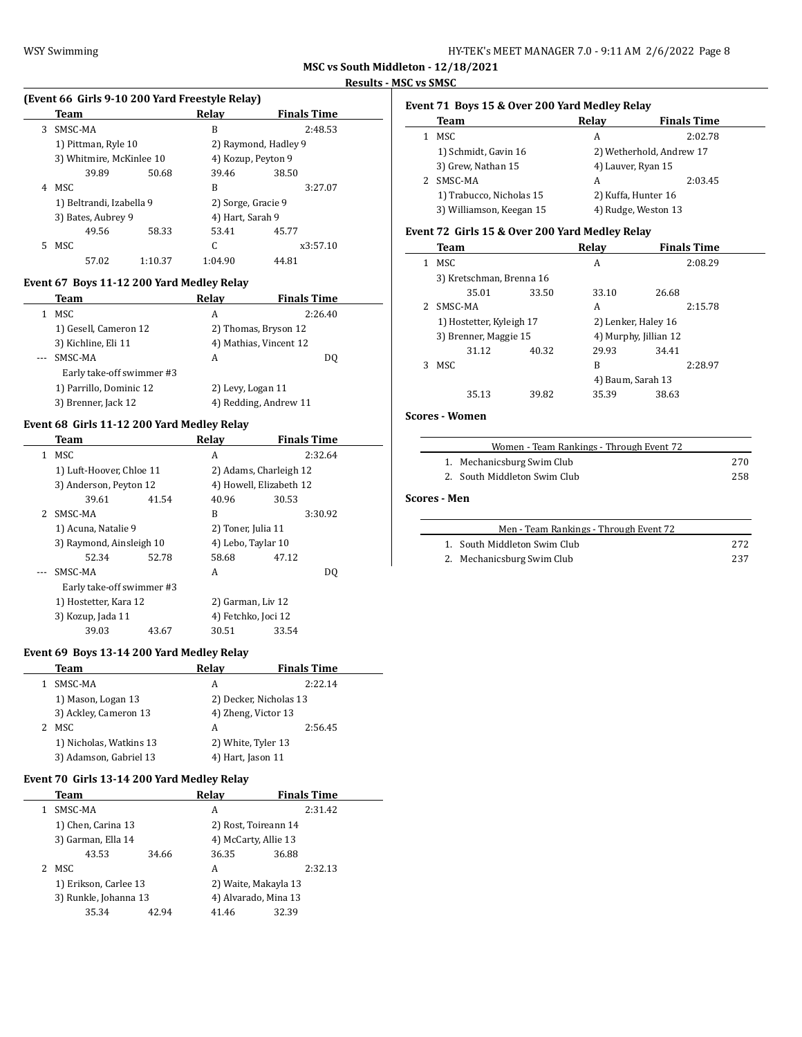MSC vs South Middleton - 12/18/2021

Results - MSC vs SMSC

### (Event 66 Girls 9-10 200 Yard Freestyle Relay)

| | Team | Relay | Finals Time |
|---|---|---|---|
| 3 | SMSC-MA | B | 2:48.53 |
| | 1) Pittman, Ryle 10 | 2) Raymond, Hadley 9 | |
| | 3) Whitmire, McKinlee 10 | 4) Kozup, Peyton 9 | |
| | 39.89 50.68 | 39.46 38.50 | |
| 4 | MSC | B | 3:27.07 |
| | 1) Beltrandi, Izabella 9 | 2) Sorge, Gracie 9 | |
| | 3) Bates, Aubrey 9 | 4) Hart, Sarah 9 | |
| | 49.56 58.33 | 53.41 45.77 | |
| 5 | MSC | C | x3:57.10 |
| | 57.02 1:10.37 | 1:04.90 44.81 | |

### Event 67 Boys 11-12 200 Yard Medley Relay

| | Team | Relay | Finals Time |
|---|---|---|---|
| 1 | MSC | A | 2:26.40 |
| | 1) Gesell, Cameron 12 | 2) Thomas, Bryson 12 | |
| | 3) Kichline, Eli 11 | 4) Mathias, Vincent 12 | |
| --- | SMSC-MA | A | DQ |
| | Early take-off swimmer #3 | | |
| | 1) Parrillo, Dominic 12 | 2) Levy, Logan 11 | |
| | 3) Brenner, Jack 12 | 4) Redding, Andrew 11 | |

### Event 68 Girls 11-12 200 Yard Medley Relay

| | Team | Relay | Finals Time |
|---|---|---|---|
| 1 | MSC | A | 2:32.64 |
| | 1) Luft-Hoover, Chloe 11 | 2) Adams, Charleigh 12 | |
| | 3) Anderson, Peyton 12 | 4) Howell, Elizabeth 12 | |
| | 39.61 41.54 | 40.96 30.53 | |
| 2 | SMSC-MA | B | 3:30.92 |
| | 1) Acuna, Natalie 9 | 2) Toner, Julia 11 | |
| | 3) Raymond, Ainsleigh 10 | 4) Lebo, Taylar 10 | |
| | 52.34 52.78 | 58.68 47.12 | |
| --- | SMSC-MA | A | DQ |
| | Early take-off swimmer #3 | | |
| | 1) Hostetter, Kara 12 | 2) Garman, Liv 12 | |
| | 3) Kozup, Jada 11 | 4) Fetchko, Joci 12 | |
| | 39.03 43.67 | 30.51 33.54 | |

### Event 69 Boys 13-14 200 Yard Medley Relay

| | Team | Relay | Finals Time |
|---|---|---|---|
| 1 | SMSC-MA | A | 2:22.14 |
| | 1) Mason, Logan 13 | 2) Decker, Nicholas 13 | |
| | 3) Ackley, Cameron 13 | 4) Zheng, Victor 13 | |
| 2 | MSC | A | 2:56.45 |
| | 1) Nicholas, Watkins 13 | 2) White, Tyler 13 | |
| | 3) Adamson, Gabriel 13 | 4) Hart, Jason 11 | |

### Event 70 Girls 13-14 200 Yard Medley Relay

| | Team | Relay | Finals Time |
|---|---|---|---|
| 1 | SMSC-MA | A | 2:31.42 |
| | 1) Chen, Carina 13 | 2) Rost, Toireann 14 | |
| | 3) Garman, Ella 14 | 4) McCarty, Allie 13 | |
| | 43.53 34.66 | 36.35 36.88 | |
| 2 | MSC | A | 2:32.13 |
| | 1) Erikson, Carlee 13 | 2) Waite, Makayla 13 | |
| | 3) Runkle, Johanna 13 | 4) Alvarado, Mina 13 | |
| | 35.34 42.94 | 41.46 32.39 | |

### Event 71 Boys 15 & Over 200 Yard Medley Relay

| | Team | Relay | Finals Time |
|---|---|---|---|
| 1 | MSC | A | 2:02.78 |
| | 1) Schmidt, Gavin 16 | 2) Wetherhold, Andrew 17 | |
| | 3) Grew, Nathan 15 | 4) Lauver, Ryan 15 | |
| 2 | SMSC-MA | A | 2:03.45 |
| | 1) Trabucco, Nicholas 15 | 2) Kuffa, Hunter 16 | |
| | 3) Williamson, Keegan 15 | 4) Rudge, Weston 13 | |

### Event 72 Girls 15 & Over 200 Yard Medley Relay

| | Team | Relay | Finals Time |
|---|---|---|---|
| 1 | MSC | A | 2:08.29 |
| | 3) Kretschman, Brenna 16 | | |
| | 35.01 33.50 | 33.10 26.68 | |
| 2 | SMSC-MA | A | 2:15.78 |
| | 1) Hostetter, Kyleigh 17 | 2) Lenker, Haley 16 | |
| | 3) Brenner, Maggie 15 | 4) Murphy, Jillian 12 | |
| | 31.12 40.32 | 29.93 34.41 | |
| 3 | MSC | B | 2:28.97 |
| | | 4) Baum, Sarah 13 | |
| | 35.13 39.82 | 35.39 38.63 | |

### Scores - Women

| Women - Team Rankings - Through Event 72 | |
|---|---|
| 1. Mechanicsburg Swim Club | 270 |
| 2. South Middleton Swim Club | 258 |

### Scores - Men

| Men - Team Rankings - Through Event 72 | |
|---|---|
| 1. South Middleton Swim Club | 272 |
| 2. Mechanicsburg Swim Club | 237 |